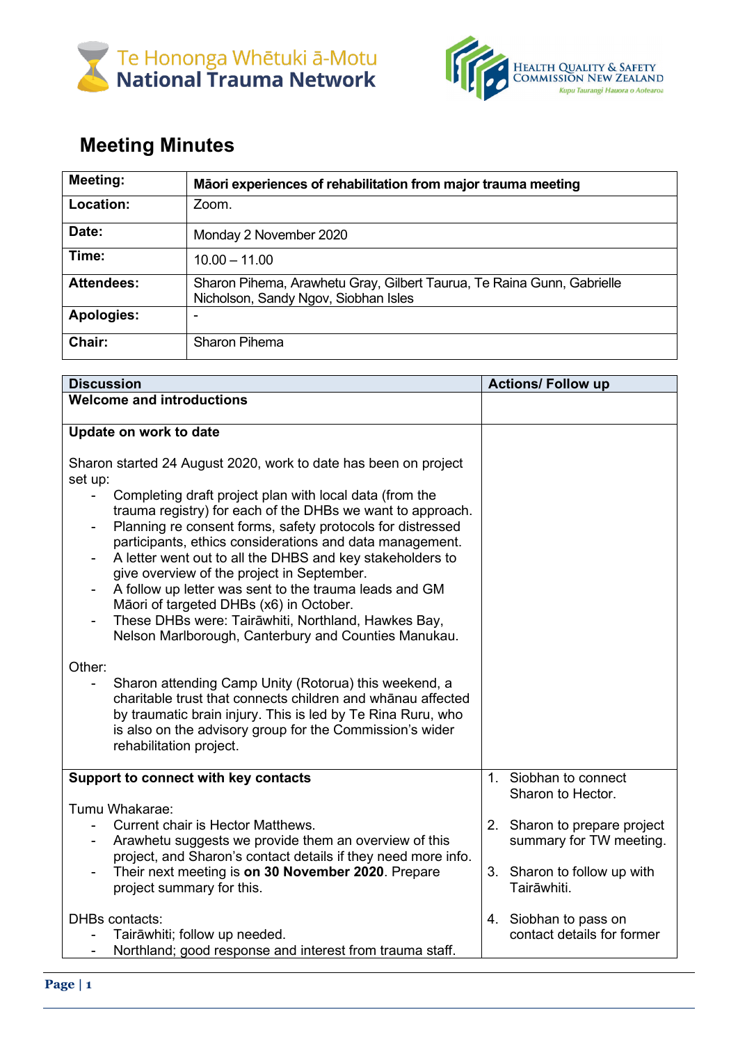Te Hononga Whētuki ā-Motu
National Trauma Network

Health Quality & Safety Commission New Zealand
Kupu Taurangi Hauora o Aotearoa

# Meeting Minutes

| Meeting: | Māori experiences of rehabilitation from major trauma meeting |
|---|---|
| Location: | Zoom. |
| Date: | Monday 2 November 2020 |
| Time: | 10.00 – 11.00 |
| Attendees: | Sharon Pihema, Arawhetu Gray, Gilbert Taurua, Te Raina Gunn, Gabrielle Nicholson, Sandy Ngov, Siobhan Isles |
| Apologies: | - |
| Chair: | Sharon Pihema |

| Discussion | Actions/ Follow up |
|---|---|
| **Welcome and introductions** | |
| **Update on work to date**<br><br>Sharon started 24 August 2020, work to date has been on project set up:<br>- Completing draft project plan with local data (from the trauma registry) for each of the DHBs we want to approach.<br>- Planning re consent forms, safety protocols for distressed participants, ethics considerations and data management.<br>- A letter went out to all the DHBS and key stakeholders to give overview of the project in September.<br>- A follow up letter was sent to the trauma leads and GM Māori of targeted DHBs (x6) in October.<br>- These DHBs were: Tairāwhiti, Northland, Hawkes Bay, Nelson Marlborough, Canterbury and Counties Manukau.<br><br>Other:<br>- Sharon attending Camp Unity (Rotorua) this weekend, a charitable trust that connects children and whānau affected by traumatic brain injury. This is led by Te Rina Ruru, who is also on the advisory group for the Commission's wider rehabilitation project. | |
| **Support to connect with key contacts**<br><br>Tumu Whakarae:<br>- Current chair is Hector Matthews.<br>- Arawhetu suggests we provide them an overview of this project, and Sharon's contact details if they need more info.<br>- Their next meeting is **on 30 November 2020**. Prepare project summary for this.<br><br>DHBs contacts:<br>- Tairāwhiti; follow up needed.<br>- Northland; good response and interest from trauma staff. | 1. Siobhan to connect Sharon to Hector.<br><br>2. Sharon to prepare project summary for TW meeting.<br><br>3. Sharon to follow up with Tairāwhiti.<br><br>4. Siobhan to pass on contact details for former |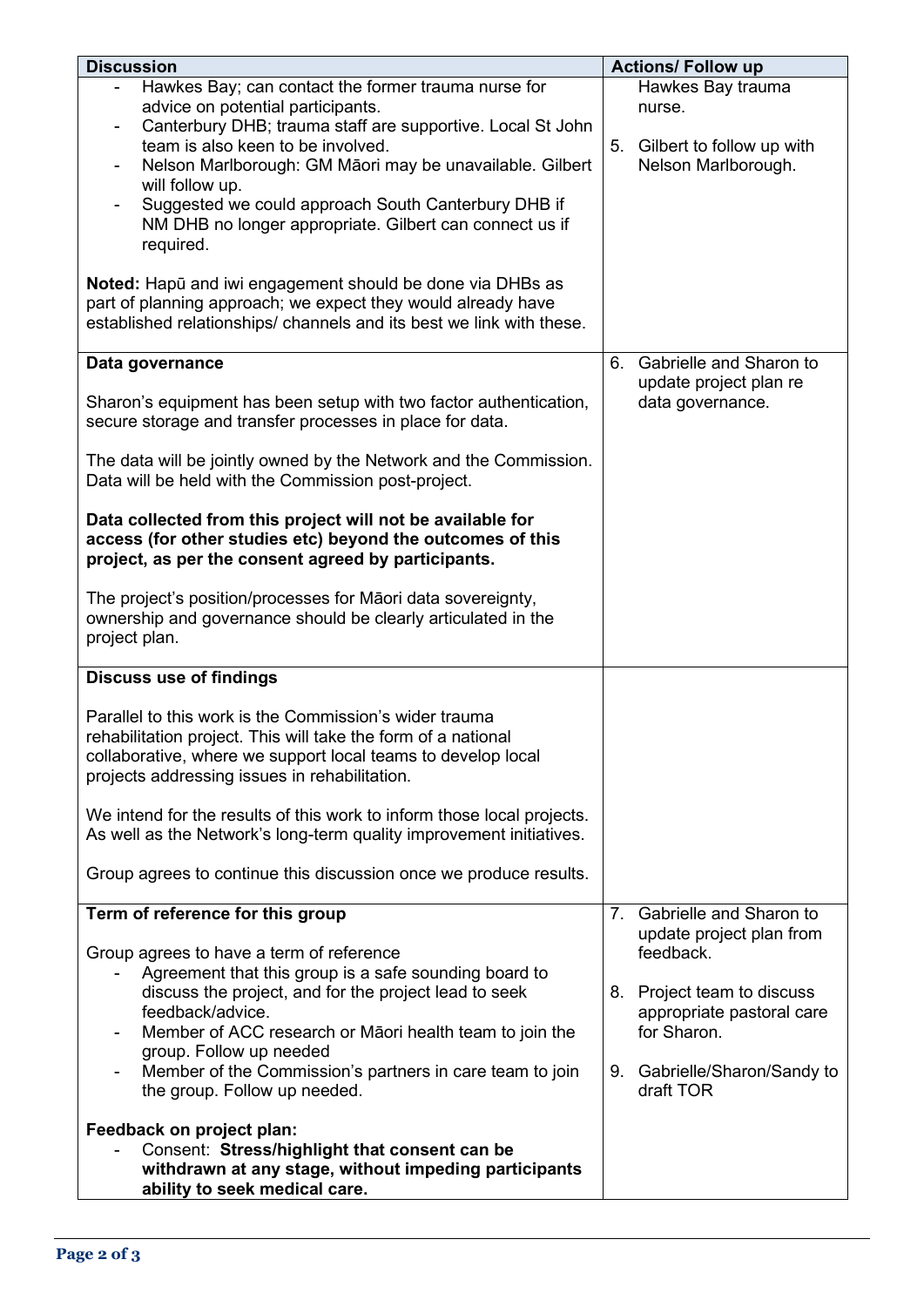| Discussion | Actions/ Follow up |
| --- | --- |
| - Hawkes Bay; can contact the former trauma nurse for advice on potential participants.<br>- Canterbury DHB; trauma staff are supportive. Local St John team is also keen to be involved.<br>- Nelson Marlborough: GM Māori may be unavailable. Gilbert will follow up.<br>- Suggested we could approach South Canterbury DHB if NM DHB no longer appropriate. Gilbert can connect us if required.<br><br>**Noted:** Hapū and iwi engagement should be done via DHBs as part of planning approach; we expect they would already have established relationships/ channels and its best we link with these. | Hawkes Bay trauma nurse.<br><br>5. Gilbert to follow up with Nelson Marlborough. |
| **Data governance**<br><br>Sharon's equipment has been setup with two factor authentication, secure storage and transfer processes in place for data.<br><br>The data will be jointly owned by the Network and the Commission. Data will be held with the Commission post-project.<br><br>**Data collected from this project will not be available for access (for other studies etc) beyond the outcomes of this project, as per the consent agreed by participants.**<br><br>The project's position/processes for Māori data sovereignty, ownership and governance should be clearly articulated in the project plan. | 6. Gabrielle and Sharon to update project plan re data governance. |
| **Discuss use of findings**<br><br>Parallel to this work is the Commission's wider trauma rehabilitation project. This will take the form of a national collaborative, where we support local teams to develop local projects addressing issues in rehabilitation.<br><br>We intend for the results of this work to inform those local projects. As well as the Network's long-term quality improvement initiatives.<br><br>Group agrees to continue this discussion once we produce results. | |
| **Term of reference for this group**<br><br>Group agrees to have a term of reference<br>- Agreement that this group is a safe sounding board to discuss the project, and for the project lead to seek feedback/advice.<br>- Member of ACC research or Māori health team to join the group. Follow up needed<br>- Member of the Commission's partners in care team to join the group. Follow up needed.<br><br>**Feedback on project plan:**<br>- Consent: **Stress/highlight that consent can be withdrawn at any stage, without impeding participants ability to seek medical care.** | 7. Gabrielle and Sharon to update project plan from feedback.<br><br>8. Project team to discuss appropriate pastoral care for Sharon.<br><br>9. Gabrielle/Sharon/Sandy to draft TOR |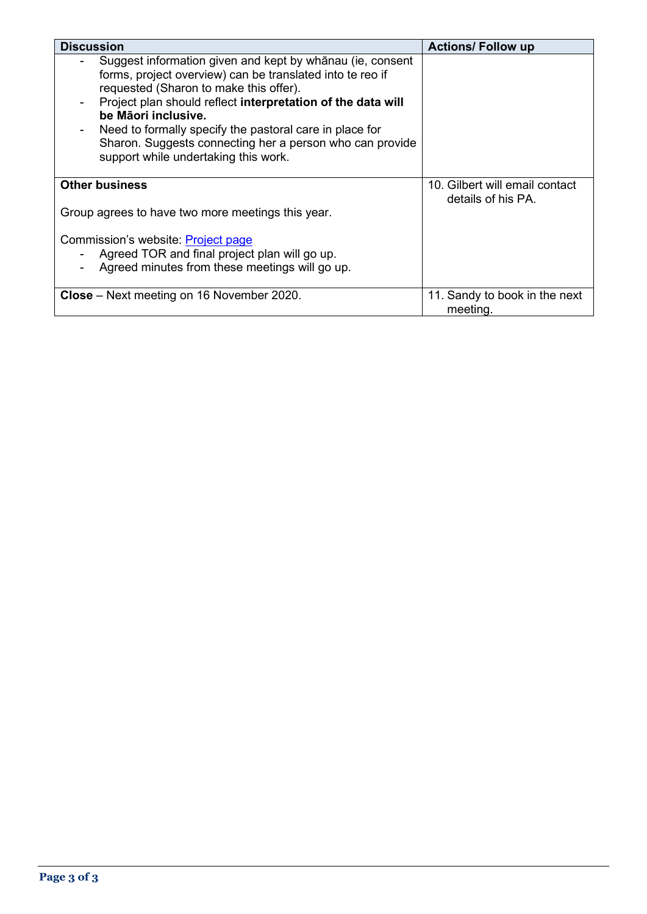| Discussion | Actions/ Follow up |
|---|---|
| - Suggest information given and kept by whānau (ie, consent forms, project overview) can be translated into te reo if requested (Sharon to make this offer).<br>- Project plan should reflect **interpretation of the data will be Māori inclusive.**<br>- Need to formally specify the pastoral care in place for Sharon. Suggests connecting her a person who can provide support while undertaking this work. | |
| **Other business**<br><br>Group agrees to have two more meetings this year.<br><br>Commission's website: [Project page]()<br>- Agreed TOR and final project plan will go up.<br>- Agreed minutes from these meetings will go up. | 10. Gilbert will email contact details of his PA. |
| **Close** – Next meeting on 16 November 2020. | 11. Sandy to book in the next meeting. |